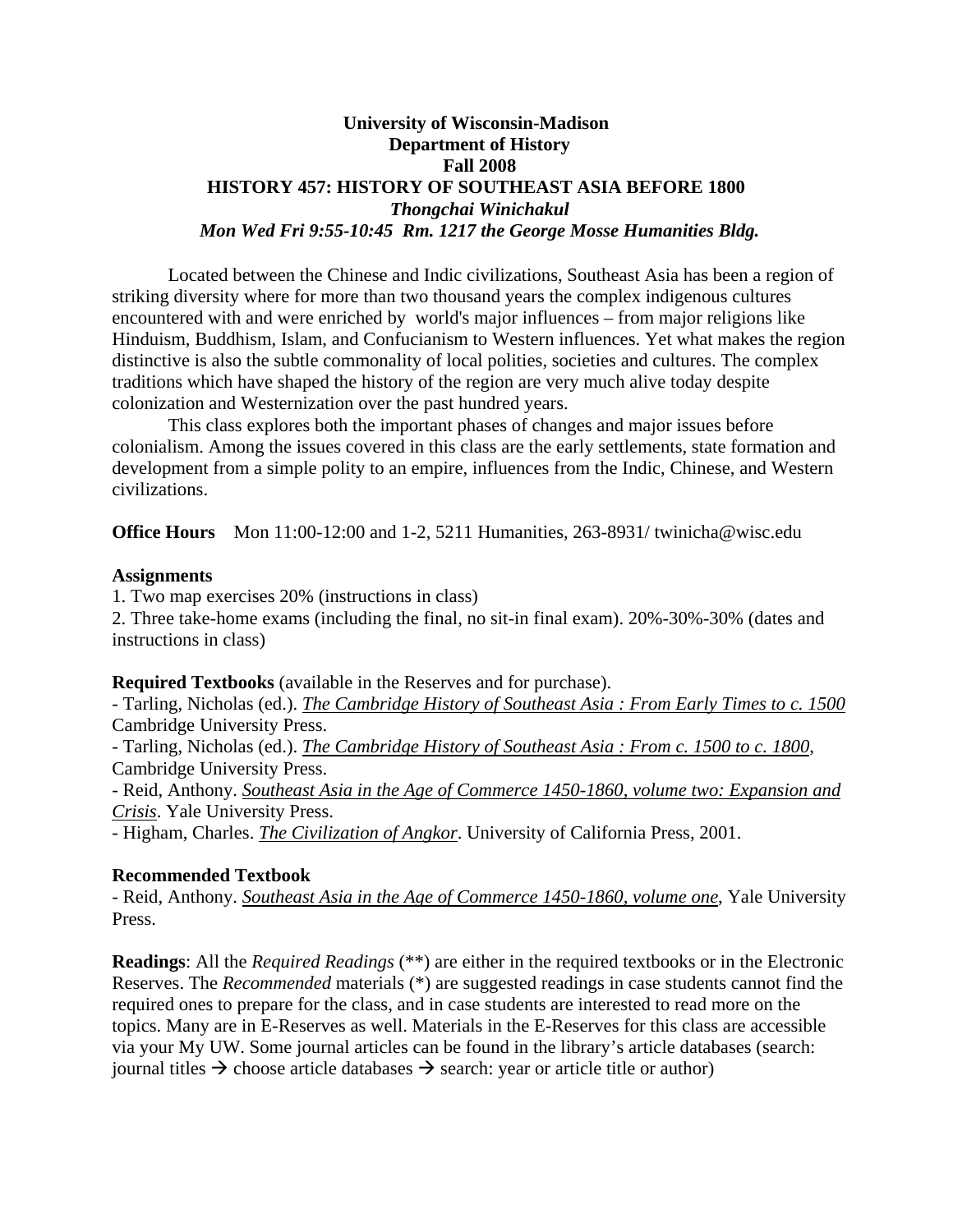**University of Wisconsin-Madison**
**Department of History**
**Fall 2008**
**HISTORY 457: HISTORY OF SOUTHEAST ASIA BEFORE 1800**
***Thongchai Winichakul***
***Mon Wed Fri 9:55-10:45 Rm. 1217 the George Mosse Humanities Bldg.***

Located between the Chinese and Indic civilizations, Southeast Asia has been a region of striking diversity where for more than two thousand years the complex indigenous cultures encountered with and were enriched by world's major influences – from major religions like Hinduism, Buddhism, Islam, and Confucianism to Western influences. Yet what makes the region distinctive is also the subtle commonality of local polities, societies and cultures. The complex traditions which have shaped the history of the region are very much alive today despite colonization and Westernization over the past hundred years.

This class explores both the important phases of changes and major issues before colonialism. Among the issues covered in this class are the early settlements, state formation and development from a simple polity to an empire, influences from the Indic, Chinese, and Western civilizations.

**Office Hours** Mon 11:00-12:00 and 1-2, 5211 Humanities, 263-8931/ twinicha@wisc.edu

**Assignments**

1. Two map exercises 20% (instructions in class)
2. Three take-home exams (including the final, no sit-in final exam). 20%-30%-30% (dates and instructions in class)

**Required Textbooks** (available in the Reserves and for purchase).

- Tarling, Nicholas (ed.). *The Cambridge History of Southeast Asia : From Early Times to c. 1500* Cambridge University Press.
- Tarling, Nicholas (ed.). *The Cambridge History of Southeast Asia : From c. 1500 to c. 1800*, Cambridge University Press.
- Reid, Anthony. *Southeast Asia in the Age of Commerce 1450-1860, volume two: Expansion and Crisis*. Yale University Press.
- Higham, Charles. *The Civilization of Angkor*. University of California Press, 2001.

**Recommended Textbook**

- Reid, Anthony. *Southeast Asia in the Age of Commerce 1450-1860, volume one*, Yale University Press.

**Readings**: All the *Required Readings* (**) are either in the required textbooks or in the Electronic Reserves. The *Recommended* materials (*) are suggested readings in case students cannot find the required ones to prepare for the class, and in case students are interested to read more on the topics. Many are in E-Reserves as well. Materials in the E-Reserves for this class are accessible via your My UW. Some journal articles can be found in the library's article databases (search: journal titles → choose article databases → search: year or article title or author)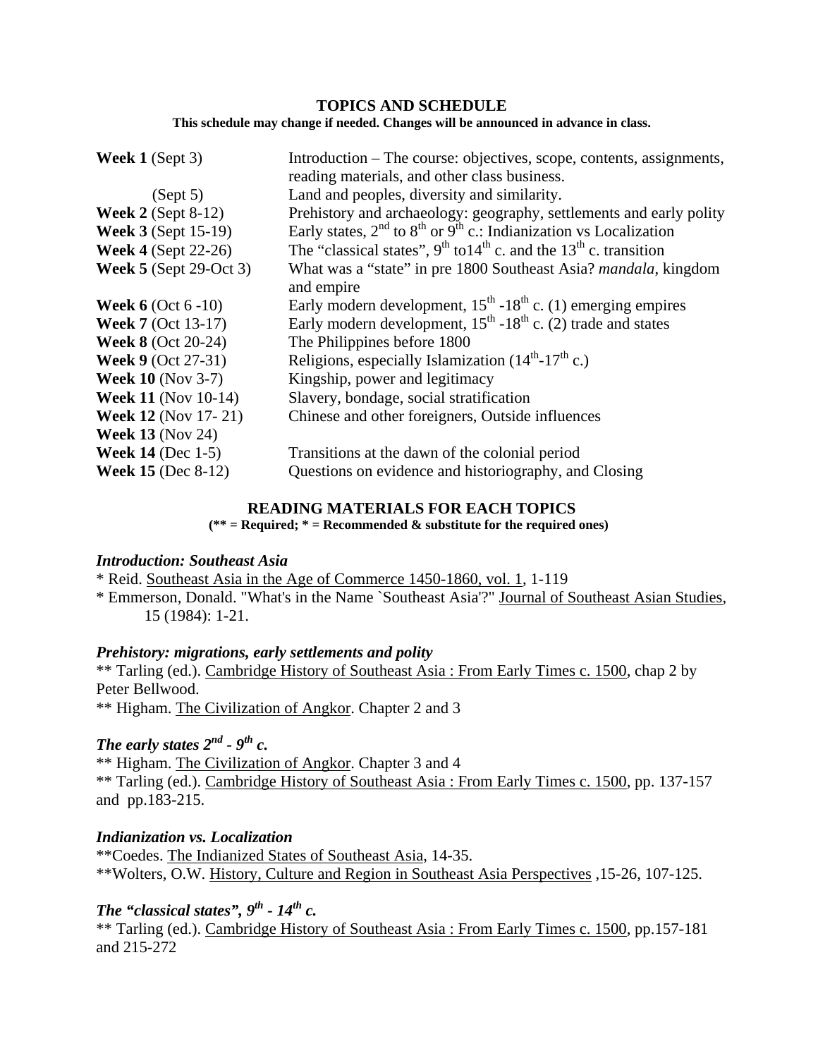## TOPICS AND SCHEDULE

**This schedule may change if needed. Changes will be announced in advance in class.**

| | |
|---|---|
| **Week 1** (Sept 3) | Introduction – The course: objectives, scope, contents, assignments, reading materials, and other class business. |
| (Sept 5) | Land and peoples, diversity and similarity. |
| **Week 2** (Sept 8-12) | Prehistory and archaeology: geography, settlements and early polity |
| **Week 3** (Sept 15-19) | Early states, 2nd to 8th or 9th c.: Indianization vs Localization |
| **Week 4** (Sept 22-26) | The "classical states", 9th to14th c. and the 13th c. transition |
| **Week 5** (Sept 29-Oct 3) | What was a "state" in pre 1800 Southeast Asia? *mandala*, kingdom and empire |
| **Week 6** (Oct 6 -10) | Early modern development, 15th -18th c. (1) emerging empires |
| **Week 7** (Oct 13-17) | Early modern development, 15th -18th c. (2) trade and states |
| **Week 8** (Oct 20-24) | The Philippines before 1800 |
| **Week 9** (Oct 27-31) | Religions, especially Islamization (14th-17th c.) |
| **Week 10** (Nov 3-7) | Kingship, power and legitimacy |
| **Week 11** (Nov 10-14) | Slavery, bondage, social stratification |
| **Week 12** (Nov 17- 21) | Chinese and other foreigners, Outside influences |
| **Week 13** (Nov 24) | |
| **Week 14** (Dec 1-5) | Transitions at the dawn of the colonial period |
| **Week 15** (Dec 8-12) | Questions on evidence and historiography, and Closing |

## READING MATERIALS FOR EACH TOPICS

**(** = Required; * = Recommended & substitute for the required ones)**

### *Introduction: Southeast Asia*

* Reid. Southeast Asia in the Age of Commerce 1450-1860, vol. 1, 1-119
* Emmerson, Donald. "What's in the Name `Southeast Asia'?" Journal of Southeast Asian Studies, 15 (1984): 1-21.

### *Prehistory: migrations, early settlements and polity*

** Tarling (ed.). Cambridge History of Southeast Asia : From Early Times c. 1500, chap 2 by Peter Bellwood.
** Higham. The Civilization of Angkor. Chapter 2 and 3

### *The early states 2nd - 9th c.*

** Higham. The Civilization of Angkor. Chapter 3 and 4
** Tarling (ed.). Cambridge History of Southeast Asia : From Early Times c. 1500, pp. 137-157 and pp.183-215.

### *Indianization vs. Localization*

**Coedes. The Indianized States of Southeast Asia, 14-35.
**Wolters, O.W. History, Culture and Region in Southeast Asia Perspectives ,15-26, 107-125.

### *The "classical states", 9th - 14th c.*

** Tarling (ed.). Cambridge History of Southeast Asia : From Early Times c. 1500, pp.157-181 and 215-272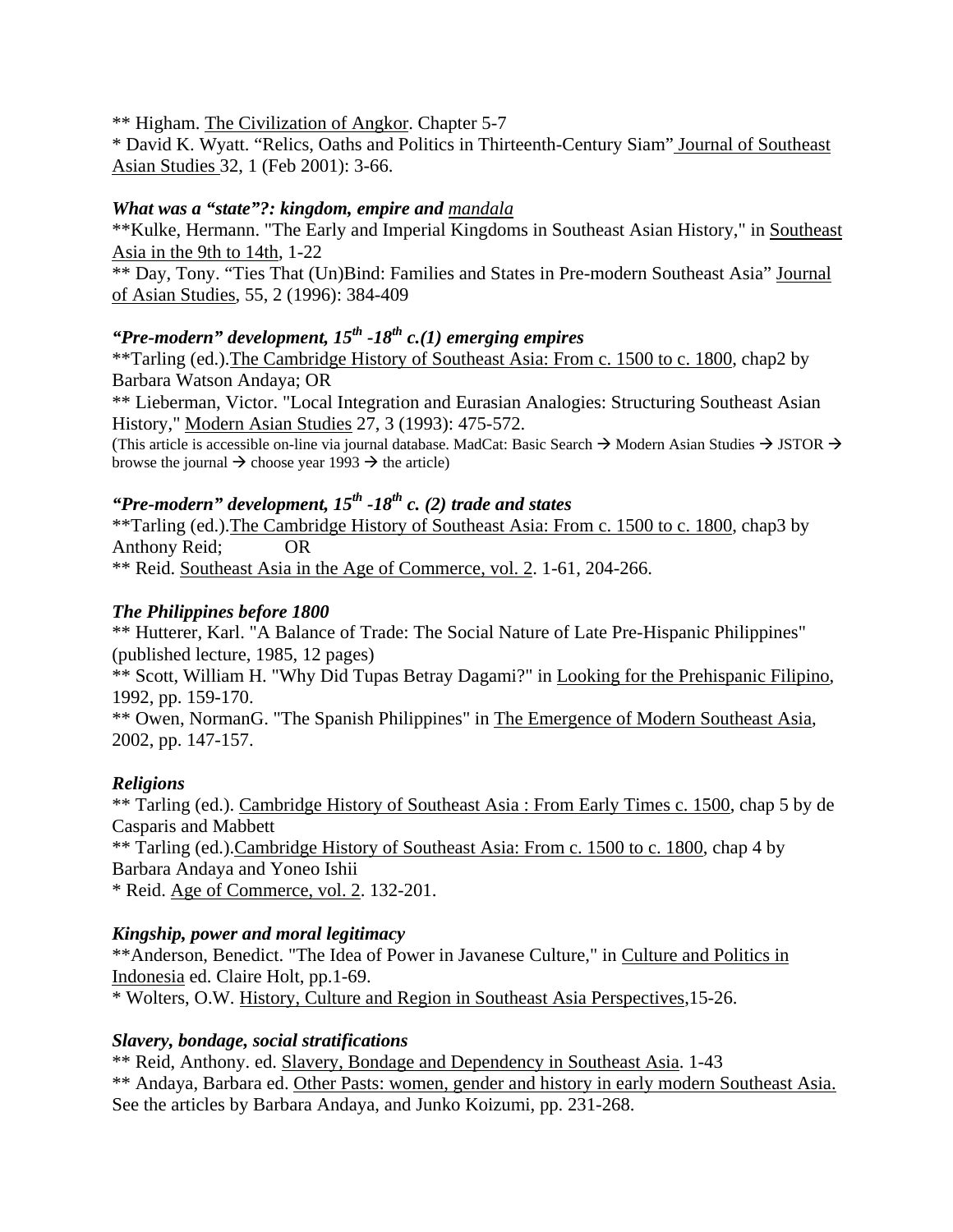** Higham. <u>The Civilization of Angkor</u>. Chapter 5-7
* David K. Wyatt. "Relics, Oaths and Politics in Thirteenth-Century Siam" <u>Journal of Southeast Asian Studies</u> 32, 1 (Feb 2001): 3-66.

***What was a "state"?: kingdom, empire and <u>mandala</u>***

**Kulke, Hermann. "The Early and Imperial Kingdoms in Southeast Asian History," in <u>Southeast Asia in the 9th to 14th</u>, 1-22
** Day, Tony. "Ties That (Un)Bind: Families and States in Pre-modern Southeast Asia" <u>Journal of Asian Studies</u>, 55, 2 (1996): 384-409

***"Pre-modern" development, 15th -18th c.(1) emerging empires***

**Tarling (ed.).<u>The Cambridge History of Southeast Asia: From c. 1500 to c. 1800</u>, chap2 by Barbara Watson Andaya; OR
** Lieberman, Victor. "Local Integration and Eurasian Analogies: Structuring Southeast Asian History," <u>Modern Asian Studies</u> 27, 3 (1993): 475-572.
(This article is accessible on-line via journal database. MadCat: Basic Search → Modern Asian Studies → JSTOR → browse the journal → choose year 1993 → the article)

***"Pre-modern" development, 15th -18th c. (2) trade and states***

**Tarling (ed.).<u>The Cambridge History of Southeast Asia: From c. 1500 to c. 1800</u>, chap3 by Anthony Reid; OR
** Reid. <u>Southeast Asia in the Age of Commerce, vol. 2</u>. 1-61, 204-266.

***The Philippines before 1800***

** Hutterer, Karl. "A Balance of Trade: The Social Nature of Late Pre-Hispanic Philippines" (published lecture, 1985, 12 pages)
** Scott, William H. "Why Did Tupas Betray Dagami?" in <u>Looking for the Prehispanic Filipino</u>, 1992, pp. 159-170.
** Owen, NormanG. "The Spanish Philippines" in <u>The Emergence of Modern Southeast Asia</u>, 2002, pp. 147-157.

***Religions***

** Tarling (ed.). <u>Cambridge History of Southeast Asia : From Early Times c. 1500</u>, chap 5 by de Casparis and Mabbett
** Tarling (ed.).<u>Cambridge History of Southeast Asia: From c. 1500 to c. 1800</u>, chap 4 by Barbara Andaya and Yoneo Ishii
* Reid. <u>Age of Commerce, vol. 2</u>. 132-201.

***Kingship, power and moral legitimacy***

**Anderson, Benedict. "The Idea of Power in Javanese Culture," in <u>Culture and Politics in Indonesia</u> ed. Claire Holt, pp.1-69.
* Wolters, O.W. <u>History, Culture and Region in Southeast Asia Perspectives</u>,15-26.

***Slavery, bondage, social stratifications***

** Reid, Anthony. ed. <u>Slavery, Bondage and Dependency in Southeast Asia</u>. 1-43
** Andaya, Barbara ed. <u>Other Pasts: women, gender and history in early modern Southeast Asia.</u> See the articles by Barbara Andaya, and Junko Koizumi, pp. 231-268.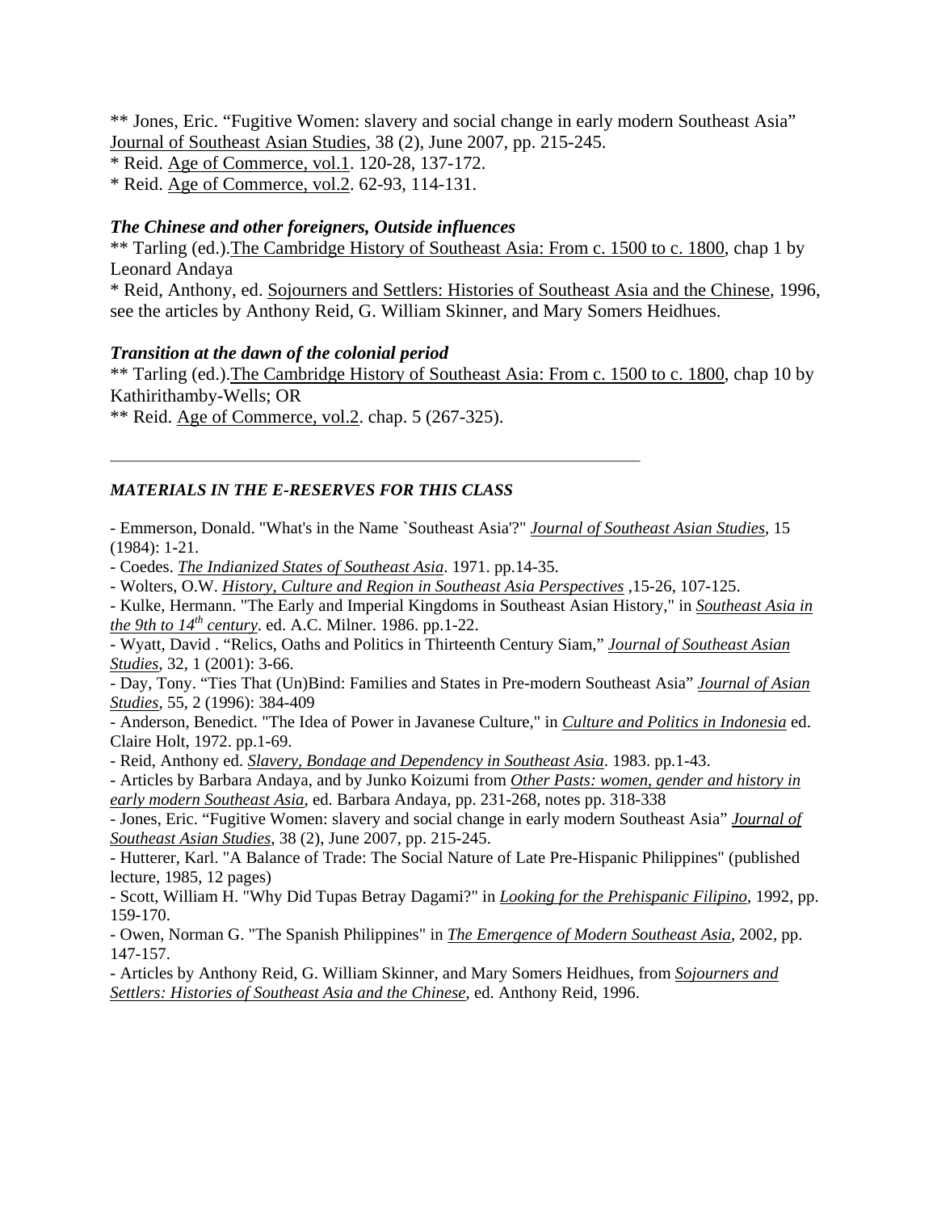** Jones, Eric. “Fugitive Women: slavery and social change in early modern Southeast Asia” Journal of Southeast Asian Studies, 38 (2), June 2007, pp. 215-245.
* Reid. Age of Commerce, vol.1. 120-28, 137-172.
* Reid. Age of Commerce, vol.2. 62-93, 114-131.

***The Chinese and other foreigners, Outside influences***
** Tarling (ed.).The Cambridge History of Southeast Asia: From c. 1500 to c. 1800, chap 1 by Leonard Andaya
* Reid, Anthony, ed. Sojourners and Settlers: Histories of Southeast Asia and the Chinese, 1996, see the articles by Anthony Reid, G. William Skinner, and Mary Somers Heidhues.

***Transition at the dawn of the colonial period***
** Tarling (ed.).The Cambridge History of Southeast Asia: From c. 1500 to c. 1800, chap 10 by Kathirithamby-Wells; OR
** Reid. Age of Commerce, vol.2. chap. 5 (267-325).

---

***MATERIALS IN THE E-RESERVES FOR THIS CLASS***

- Emmerson, Donald. "What's in the Name `Southeast Asia'?" *Journal of Southeast Asian Studies*, 15 (1984): 1-21.
- Coedes. *The Indianized States of Southeast Asia*. 1971. pp.14-35.
- Wolters, O.W. *History, Culture and Region in Southeast Asia Perspectives* ,15-26, 107-125.
- Kulke, Hermann. "The Early and Imperial Kingdoms in Southeast Asian History," in *Southeast Asia in the 9th to 14th century*. ed. A.C. Milner. 1986. pp.1-22.
- Wyatt, David . “Relics, Oaths and Politics in Thirteenth Century Siam,” *Journal of Southeast Asian Studies*, 32, 1 (2001): 3-66.
- Day, Tony. “Ties That (Un)Bind: Families and States in Pre-modern Southeast Asia” *Journal of Asian Studies*, 55, 2 (1996): 384-409
- Anderson, Benedict. "The Idea of Power in Javanese Culture," in *Culture and Politics in Indonesia* ed. Claire Holt, 1972. pp.1-69.
- Reid, Anthony ed. *Slavery, Bondage and Dependency in Southeast Asia*. 1983. pp.1-43.
- Articles by Barbara Andaya, and by Junko Koizumi from *Other Pasts: women, gender and history in early modern Southeast Asia*, ed. Barbara Andaya, pp. 231-268, notes pp. 318-338
- Jones, Eric. “Fugitive Women: slavery and social change in early modern Southeast Asia” *Journal of Southeast Asian Studies*, 38 (2), June 2007, pp. 215-245.
- Hutterer, Karl. "A Balance of Trade: The Social Nature of Late Pre-Hispanic Philippines" (published lecture, 1985, 12 pages)
- Scott, William H. "Why Did Tupas Betray Dagami?" in *Looking for the Prehispanic Filipino*, 1992, pp. 159-170.
- Owen, Norman G. "The Spanish Philippines" in *The Emergence of Modern Southeast Asia*, 2002, pp. 147-157.
- Articles by Anthony Reid, G. William Skinner, and Mary Somers Heidhues, from *Sojourners and Settlers: Histories of Southeast Asia and the Chinese*, ed. Anthony Reid, 1996.